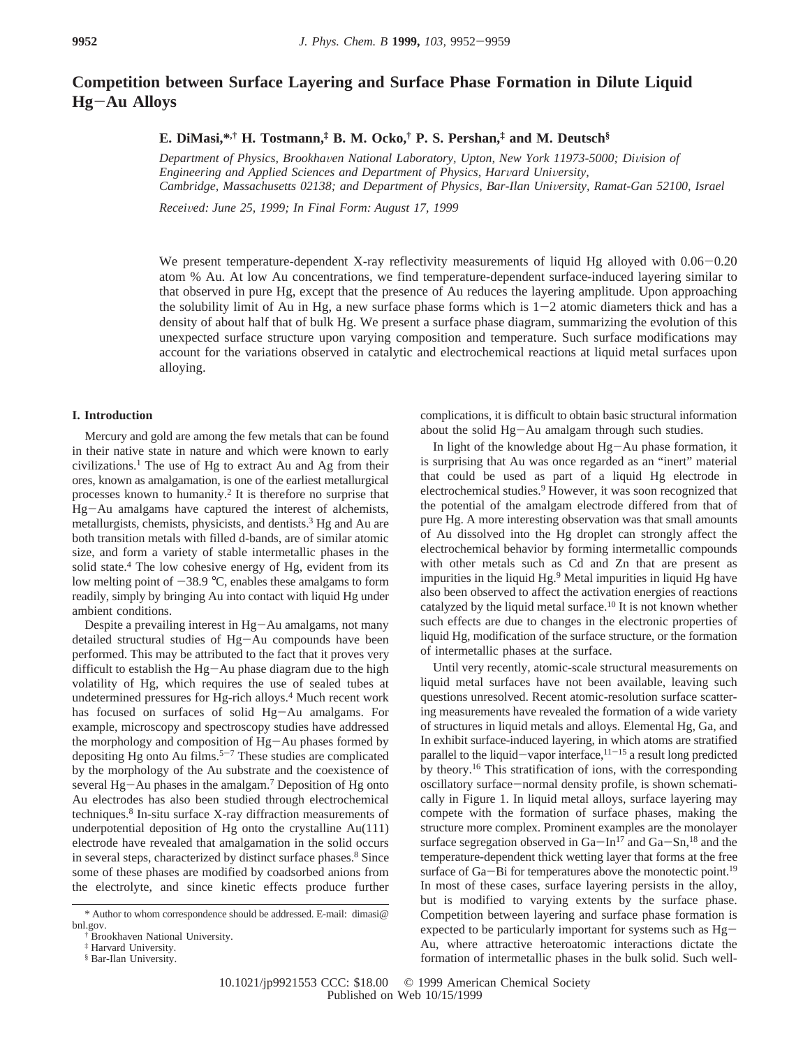# Competition between Surface Layering and Surface Phase Formation in Dilute Liquid Hg−Au Alloys

**E. DiMasi,\*,[†] H. Tostmann,[‡] B. M. Ocko,[†] P. S. Pershan,[‡] and M. Deutsch[§]**

*Department of Physics, Brookhaven National Laboratory, Upton, New York 11973-5000; Division of Engineering and Applied Sciences and Department of Physics, Harvard University, Cambridge, Massachusetts 02138; and Department of Physics, Bar-Ilan University, Ramat-Gan 52100, Israel*

*Received: June 25, 1999; In Final Form: August 17, 1999*

We present temperature-dependent X-ray reflectivity measurements of liquid Hg alloyed with 0.06−0.20 atom % Au. At low Au concentrations, we find temperature-dependent surface-induced layering similar to that observed in pure Hg, except that the presence of Au reduces the layering amplitude. Upon approaching the solubility limit of Au in Hg, a new surface phase forms which is 1−2 atomic diameters thick and has a density of about half that of bulk Hg. We present a surface phase diagram, summarizing the evolution of this unexpected surface structure upon varying composition and temperature. Such surface modifications may account for the variations observed in catalytic and electrochemical reactions at liquid metal surfaces upon alloying.

## I. Introduction

Mercury and gold are among the few metals that can be found in their native state in nature and which were known to early civilizations.[1] The use of Hg to extract Au and Ag from their ores, known as amalgamation, is one of the earliest metallurgical processes known to humanity.[2] It is therefore no surprise that Hg−Au amalgams have captured the interest of alchemists, metallurgists, chemists, physicists, and dentists.[3] Hg and Au are both transition metals with filled d-bands, are of similar atomic size, and form a variety of stable intermetallic phases in the solid state.[4] The low cohesive energy of Hg, evident from its low melting point of −38.9 °C, enables these amalgams to form readily, simply by bringing Au into contact with liquid Hg under ambient conditions.

Despite a prevailing interest in Hg−Au amalgams, not many detailed structural studies of Hg−Au compounds have been performed. This may be attributed to the fact that it proves very difficult to establish the Hg−Au phase diagram due to the high volatility of Hg, which requires the use of sealed tubes at undetermined pressures for Hg-rich alloys.[4] Much recent work has focused on surfaces of solid Hg−Au amalgams. For example, microscopy and spectroscopy studies have addressed the morphology and composition of Hg−Au phases formed by depositing Hg onto Au films.[5−7] These studies are complicated by the morphology of the Au substrate and the coexistence of several Hg−Au phases in the amalgam.[7] Deposition of Hg onto Au electrodes has also been studied through electrochemical techniques.[8] In-situ surface X-ray diffraction measurements of underpotential deposition of Hg onto the crystalline Au(111) electrode have revealed that amalgamation in the solid occurs in several steps, characterized by distinct surface phases.[8] Since some of these phases are modified by coadsorbed anions from the electrolyte, and since kinetic effects produce further complications, it is difficult to obtain basic structural information about the solid Hg−Au amalgam through such studies.

In light of the knowledge about Hg−Au phase formation, it is surprising that Au was once regarded as an "inert" material that could be used as part of a liquid Hg electrode in electrochemical studies.[9] However, it was soon recognized that the potential of the amalgam electrode differed from that of pure Hg. A more interesting observation was that small amounts of Au dissolved into the Hg droplet can strongly affect the electrochemical behavior by forming intermetallic compounds with other metals such as Cd and Zn that are present as impurities in the liquid Hg.[9] Metal impurities in liquid Hg have also been observed to affect the activation energies of reactions catalyzed by the liquid metal surface.[10] It is not known whether such effects are due to changes in the electronic properties of liquid Hg, modification of the surface structure, or the formation of intermetallic phases at the surface.

Until very recently, atomic-scale structural measurements on liquid metal surfaces have not been available, leaving such questions unresolved. Recent atomic-resolution surface scattering measurements have revealed the formation of a wide variety of structures in liquid metals and alloys. Elemental Hg, Ga, and In exhibit surface-induced layering, in which atoms are stratified parallel to the liquid−vapor interface,[11−15] a result long predicted by theory.[16] This stratification of ions, with the corresponding oscillatory surface-normal density profile, is shown schematically in Figure 1. In liquid metal alloys, surface layering may compete with the formation of surface phases, making the structure more complex. Prominent examples are the monolayer surface segregation observed in Ga−In[17] and Ga−Sn,[18] and the temperature-dependent thick wetting layer that forms at the free surface of Ga−Bi for temperatures above the monotectic point.[19] In most of these cases, surface layering persists in the alloy, but is modified to varying extents by the surface phase. Competition between layering and surface phase formation is expected to be particularly important for systems such as Hg−Au, where attractive heteroatomic interactions dictate the formation of intermetallic phases in the bulk solid. Such well-

\* Author to whom correspondence should be addressed. E-mail: dimasi@bnl.gov.
[†] Brookhaven National University.
[‡] Harvard University.
[§] Bar-Ilan University.

10.1021/jp9921553 CCC: $18.00 © 1999 American Chemical Society
Published on Web 10/15/1999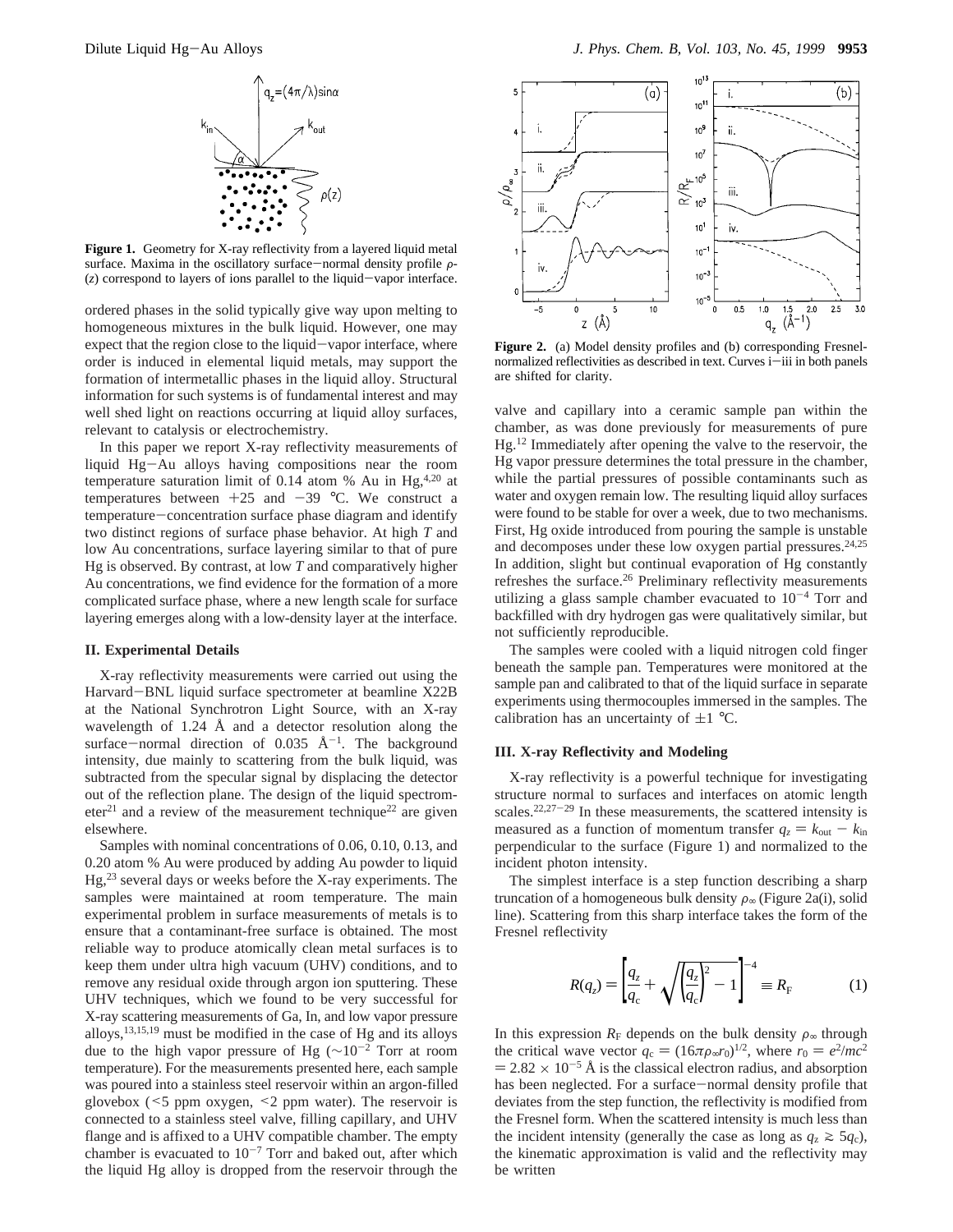**Figure 1.** Geometry for X-ray reflectivity from a layered liquid metal surface. Maxima in the oscillatory surface–normal density profile $\rho(z)$ correspond to layers of ions parallel to the liquid–vapor interface.

ordered phases in the solid typically give way upon melting to homogeneous mixtures in the bulk liquid. However, one may expect that the region close to the liquid–vapor interface, where order is induced in elemental liquid metals, may support the formation of intermetallic phases in the liquid alloy. Structural information for such systems is of fundamental interest and may well shed light on reactions occurring at liquid alloy surfaces, relevant to catalysis or electrochemistry.

In this paper we report X-ray reflectivity measurements of liquid Hg–Au alloys having compositions near the room temperature saturation limit of 0.14 atom % Au in Hg,[4,20] at temperatures between +25 and −39 °C. We construct a temperature–concentration surface phase diagram and identify two distinct regions of surface phase behavior. At high $T$ and low Au concentrations, surface layering similar to that of pure Hg is observed. By contrast, at low $T$ and comparatively higher Au concentrations, we find evidence for the formation of a more complicated surface phase, where a new length scale for surface layering emerges along with a low-density layer at the interface.

## II. Experimental Details

X-ray reflectivity measurements were carried out using the Harvard–BNL liquid surface spectrometer at beamline X22B at the National Synchrotron Light Source, with an X-ray wavelength of 1.24 Å and a detector resolution along the surface–normal direction of 0.035 Å$^{-1}$. The background intensity, due mainly to scattering from the bulk liquid, was subtracted from the specular signal by displacing the detector out of the reflection plane. The design of the liquid spectrometer[21] and a review of the measurement technique[22] are given elsewhere.

Samples with nominal concentrations of 0.06, 0.10, 0.13, and 0.20 atom % Au were produced by adding Au powder to liquid Hg,[23] several days or weeks before the X-ray experiments. The samples were maintained at room temperature. The main experimental problem in surface measurements of metals is to ensure that a contaminant-free surface is obtained. The most reliable way to produce atomically clean metal surfaces is to keep them under ultra high vacuum (UHV) conditions, and to remove any residual oxide through argon ion sputtering. These UHV techniques, which we found to be very successful for X-ray scattering measurements of Ga, In, and low vapor pressure alloys,[13,15,19] must be modified in the case of Hg and its alloys due to the high vapor pressure of Hg (~$10^{-2}$ Torr at room temperature). For the measurements presented here, each sample was poured into a stainless steel reservoir within an argon-filled glovebox (<5 ppm oxygen, <2 ppm water). The reservoir is connected to a stainless steel valve, filling capillary, and UHV flange and is affixed to a UHV compatible chamber. The empty chamber is evacuated to $10^{-7}$ Torr and baked out, after which the liquid Hg alloy is dropped from the reservoir through the valve and capillary into a ceramic sample pan within the chamber, as was done previously for measurements of pure Hg.[12] Immediately after opening the valve to the reservoir, the Hg vapor pressure determines the total pressure in the chamber, while the partial pressures of possible contaminants such as water and oxygen remain low. The resulting liquid alloy surfaces were found to be stable for over a week, due to two mechanisms. First, Hg oxide introduced from pouring the sample is unstable and decomposes under these low oxygen partial pressures.[24,25] In addition, slight but continual evaporation of Hg constantly refreshes the surface.[26] Preliminary reflectivity measurements utilizing a glass sample chamber evacuated to $10^{-4}$ Torr and backfilled with dry hydrogen gas were qualitatively similar, but not sufficiently reproducible.

**Figure 2.** (a) Model density profiles and (b) corresponding Fresnel-normalized reflectivities as described in text. Curves i–iii in both panels are shifted for clarity.

The samples were cooled with a liquid nitrogen cold finger beneath the sample pan. Temperatures were monitored at the sample pan and calibrated to that of the liquid surface in separate experiments using thermocouples immersed in the samples. The calibration has an uncertainty of ±1 °C.

## III. X-ray Reflectivity and Modeling

X-ray reflectivity is a powerful technique for investigating structure normal to surfaces and interfaces on atomic length scales.[22,27–29] In these measurements, the scattered intensity is measured as a function of momentum transfer $q_z = k_{out} - k_{in}$ perpendicular to the surface (Figure 1) and normalized to the incident photon intensity.

The simplest interface is a step function describing a sharp truncation of a homogeneous bulk density $\rho_\infty$ (Figure 2a(i), solid line). Scattering from this sharp interface takes the form of the Fresnel reflectivity

$$R(q_z) = \left[\frac{q_z}{q_c} + \sqrt{\left(\frac{q_z}{q_c}\right)^2 - 1}\right]^{-4} \equiv R_F \qquad (1)$$

In this expression $R_F$ depends on the bulk density $\rho_\infty$ through the critical wave vector $q_c = (16\pi\rho_\infty r_0)^{1/2}$, where $r_0 = e^2/mc^2 = 2.82 \times 10^{-5}$ Å is the classical electron radius, and absorption has been neglected. For a surface–normal density profile that deviates from the step function, the reflectivity is modified from the Fresnel form. When the scattered intensity is much less than the incident intensity (generally the case as long as $q_z \gtrsim 5q_c$), the kinematic approximation is valid and the reflectivity may be written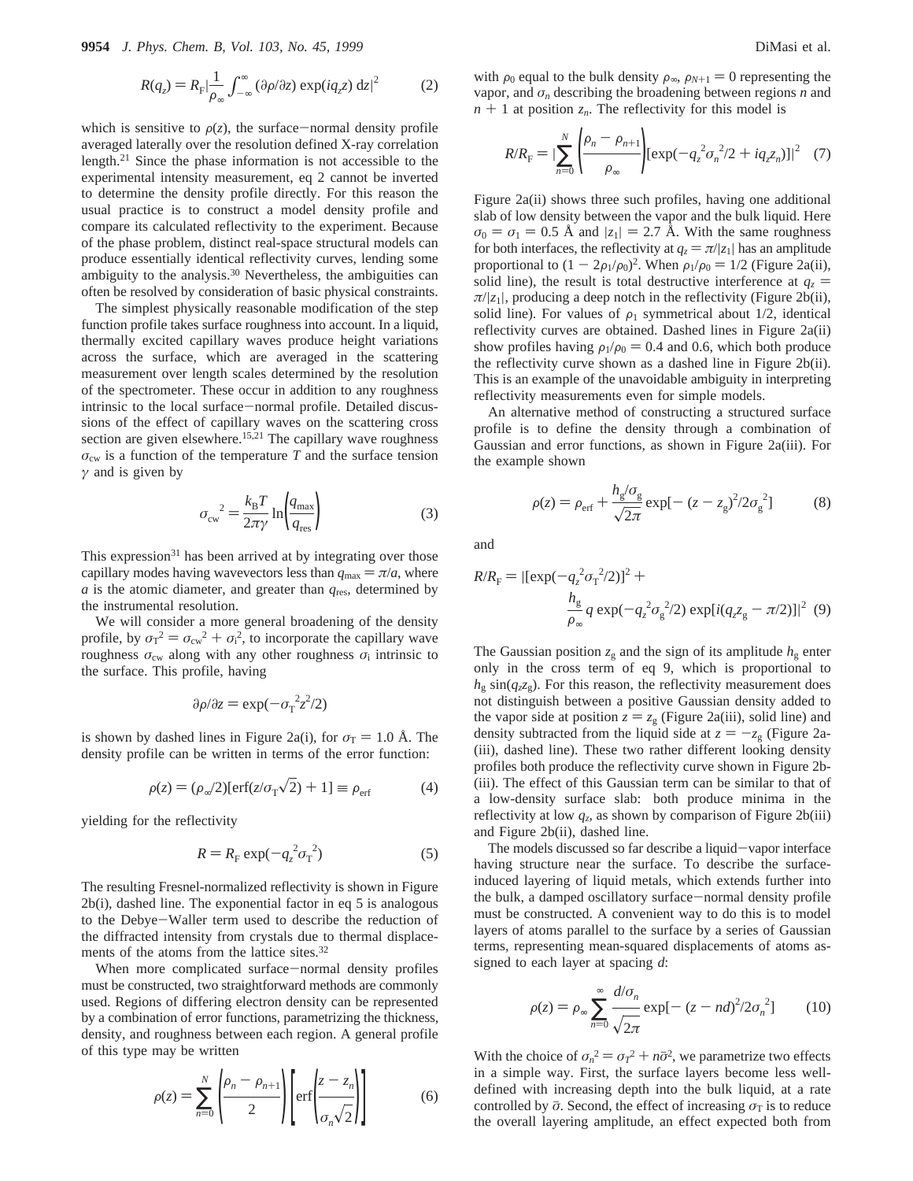$$R(q_z) = R_F \left|\frac{1}{\rho_\infty}\int_{-\infty}^{\infty} (\partial\rho/\partial z) \exp(iq_z z)\, dz\right|^2 \qquad (2)$$

which is sensitive to $\rho(z)$, the surface-normal density profile averaged laterally over the resolution defined X-ray correlation length.[21] Since the phase information is not accessible to the experimental intensity measurement, eq 2 cannot be inverted to determine the density profile directly. For this reason the usual practice is to construct a model density profile and compare its calculated reflectivity to the experiment. Because of the phase problem, distinct real-space structural models can produce essentially identical reflectivity curves, lending some ambiguity to the analysis.[30] Nevertheless, the ambiguities can often be resolved by consideration of basic physical constraints.

The simplest physically reasonable modification of the step function profile takes surface roughness into account. In a liquid, thermally excited capillary waves produce height variations across the surface, which are averaged in the scattering measurement over length scales determined by the resolution of the spectrometer. These occur in addition to any roughness intrinsic to the local surface-normal profile. Detailed discussions of the effect of capillary waves on the scattering cross section are given elsewhere.[15,21] The capillary wave roughness $\sigma_{cw}$ is a function of the temperature $T$ and the surface tension $\gamma$ and is given by

$$\sigma_{cw}^2 = \frac{k_B T}{2\pi\gamma} \ln\left(\frac{q_{max}}{q_{res}}\right) \qquad (3)$$

This expression[31] has been arrived at by integrating over those capillary modes having wavevectors less than $q_{max} = \pi/a$, where $a$ is the atomic diameter, and greater than $q_{res}$, determined by the instrumental resolution.

We will consider a more general broadening of the density profile, by $\sigma_T^2 = \sigma_{cw}^2 + \sigma_i^2$, to incorporate the capillary wave roughness $\sigma_{cw}$ along with any other roughness $\sigma_i$ intrinsic to the surface. This profile, having

$$\partial\rho/\partial z = \exp(-\sigma_T^2 z^2/2)$$

is shown by dashed lines in Figure 2a(i), for $\sigma_T = 1.0$ Å. The density profile can be written in terms of the error function:

$$\rho(z) = (\rho_\infty/2)[\mathrm{erf}(z/\sigma_T\sqrt{2}) + 1] \equiv \rho_{erf} \qquad (4)$$

yielding for the reflectivity

$$R = R_F \exp(-q_z^2\sigma_T^2) \qquad (5)$$

The resulting Fresnel-normalized reflectivity is shown in Figure 2b(i), dashed line. The exponential factor in eq 5 is analogous to the Debye-Waller term used to describe the reduction of the diffracted intensity from crystals due to thermal displacements of the atoms from the lattice sites.[32]

When more complicated surface-normal density profiles must be constructed, two straightforward methods are commonly used. Regions of differing electron density can be represented by a combination of error functions, parametrizing the thickness, density, and roughness between each region. A general profile of this type may be written

$$\rho(z) = \sum_{n=0}^{N} \left(\frac{\rho_n - \rho_{n+1}}{2}\right)\left[\mathrm{erf}\left(\frac{z - z_n}{\sigma_n\sqrt{2}}\right)\right] \qquad (6)$$

with $\rho_0$ equal to the bulk density $\rho_\infty$, $\rho_{N+1} = 0$ representing the vapor, and $\sigma_n$ describing the broadening between regions $n$ and $n + 1$ at position $z_n$. The reflectivity for this model is

$$R/R_F = \left|\sum_{n=0}^{N} \left(\frac{\rho_n - \rho_{n+1}}{\rho_\infty}\right)[\exp(-q_z^2\sigma_n^2/2 + iq_z z_n)]\right|^2 \qquad (7)$$

Figure 2a(ii) shows three such profiles, having one additional slab of low density between the vapor and the bulk liquid. Here $\sigma_0 = \sigma_1 = 0.5$ Å and $|z_1| = 2.7$ Å. With the same roughness for both interfaces, the reflectivity at $q_z = \pi/|z_1|$ has an amplitude proportional to $(1 - 2\rho_1/\rho_0)^2$. When $\rho_1/\rho_0 = 1/2$ (Figure 2a(ii), solid line), the result is total destructive interference at $q_z = \pi/|z_1|$, producing a deep notch in the reflectivity (Figure 2b(ii), solid line). For values of $\rho_1$ symmetrical about 1/2, identical reflectivity curves are obtained. Dashed lines in Figure 2a(ii) show profiles having $\rho_1/\rho_0 = 0.4$ and 0.6, which both produce the reflectivity curve shown as a dashed line in Figure 2b(ii). This is an example of the unavoidable ambiguity in interpreting reflectivity measurements even for simple models.

An alternative method of constructing a structured surface profile is to define the density through a combination of Gaussian and error functions, as shown in Figure 2a(iii). For the example shown

$$\rho(z) = \rho_{erf} + \frac{h_g/\sigma_g}{\sqrt{2\pi}} \exp[-(z - z_g)^2/2\sigma_g^2] \qquad (8)$$

and

$$R/R_F = \left|[\exp(-q_z^2\sigma_T^2/2)]^2 + \frac{h_g}{\rho_\infty} q \exp(-q_z^2\sigma_g^2/2) \exp[i(q_z z_g - \pi/2)]\right|^2 \qquad (9)$$

The Gaussian position $z_g$ and the sign of its amplitude $h_g$ enter only in the cross term of eq 9, which is proportional to $h_g \sin(q_z z_g)$. For this reason, the reflectivity measurement does not distinguish between a positive Gaussian density added to the vapor side at position $z = z_g$ (Figure 2a(iii), solid line) and density subtracted from the liquid side at $z = -z_g$ (Figure 2a(iii), dashed line). These two rather different looking density profiles both produce the reflectivity curve shown in Figure 2b(iii). The effect of this Gaussian term can be similar to that of a low-density surface slab: both produce minima in the reflectivity at low $q_z$, as shown by comparison of Figure 2b(iii) and Figure 2b(ii), dashed line.

The models discussed so far describe a liquid-vapor interface having structure near the surface. To describe the surface-induced layering of liquid metals, which extends further into the bulk, a damped oscillatory surface-normal density profile must be constructed. A convenient way to do this is to model layers of atoms parallel to the surface by a series of Gaussian terms, representing mean-squared displacements of atoms assigned to each layer at spacing $d$:

$$\rho(z) = \rho_\infty \sum_{n=0}^{\infty} \frac{d/\sigma_n}{\sqrt{2\pi}} \exp[-(z - nd)^2/2\sigma_n^2] \qquad (10)$$

With the choice of $\sigma_n^2 = \sigma_T^2 + n\bar{\sigma}^2$, we parametrize two effects in a simple way. First, the surface layers become less well-defined with increasing depth into the bulk liquid, at a rate controlled by $\bar{\sigma}$. Second, the effect of increasing $\sigma_T$ is to reduce the overall layering amplitude, an effect expected both from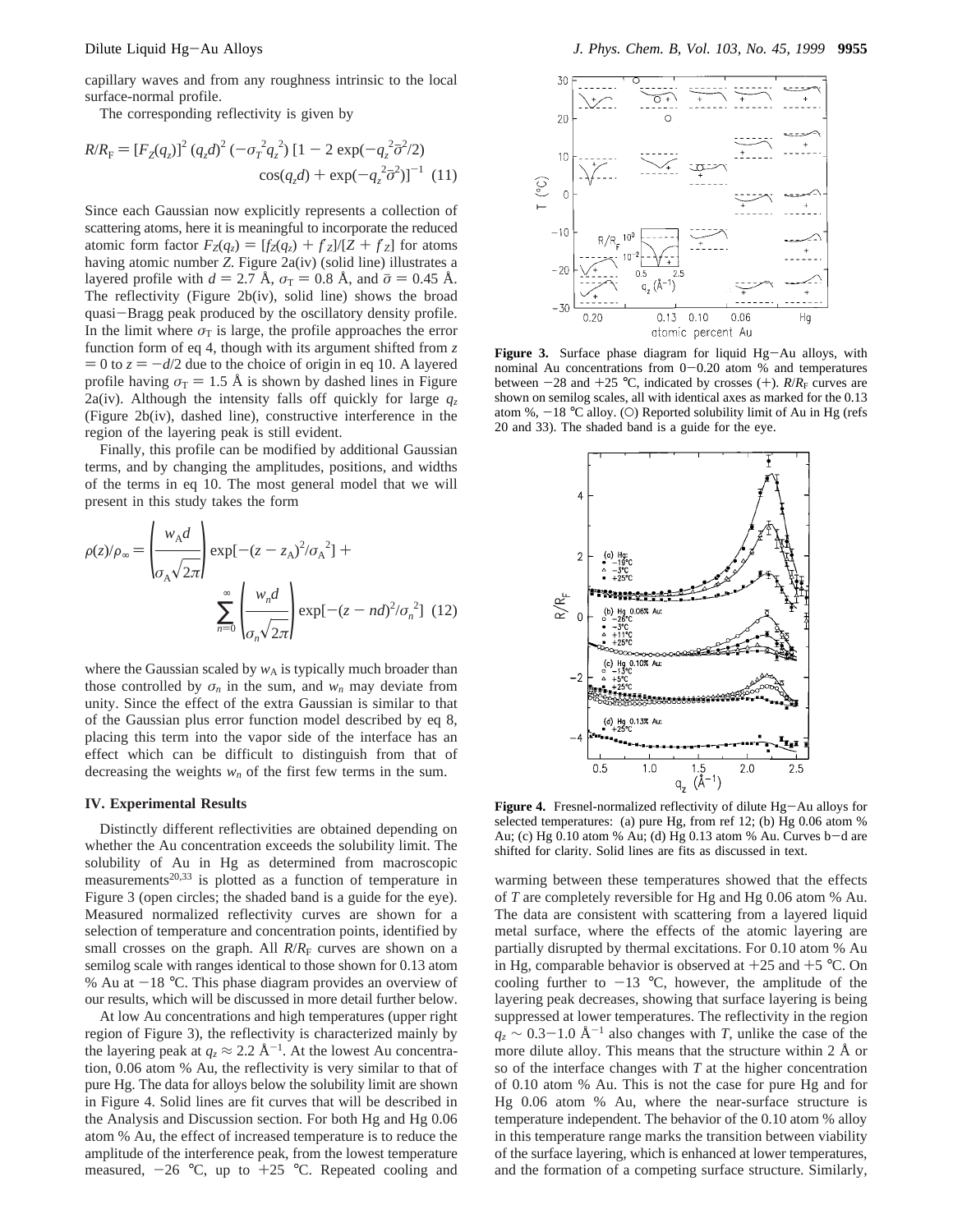capillary waves and from any roughness intrinsic to the local surface-normal profile.

The corresponding reflectivity is given by

$$R/R_F = [F_Z(q_z)]^2 (q_z d)^2 (-\sigma_T^2 q_z^2) [1 - 2 \exp(-q_z^2\bar{\sigma}^2/2) \cos(q_z d) + \exp(-q_z^2\bar{\sigma}^2)]^{-1} \quad (11)$$

Since each Gaussian now explicitly represents a collection of scattering atoms, here it is meaningful to incorporate the reduced atomic form factor $F_Z(q_z) = [f_Z(q_z) + f'_Z]/[Z + f'_Z]$ for atoms having atomic number $Z$. Figure 2a(iv) (solid line) illustrates a layered profile with $d = 2.7$ Å, $\sigma_T = 0.8$ Å, and $\bar{\sigma} = 0.45$ Å. The reflectivity (Figure 2b(iv), solid line) shows the broad quasi-Bragg peak produced by the oscillatory density profile. In the limit where $\sigma_T$ is large, the profile approaches the error function form of eq 4, though with its argument shifted from $z = 0$ to $z = -d/2$ due to the choice of origin in eq 10. A layered profile having $\sigma_T = 1.5$ Å is shown by dashed lines in Figure 2a(iv). Although the intensity falls off quickly for large $q_z$ (Figure 2b(iv), dashed line), constructive interference in the region of the layering peak is still evident.

Finally, this profile can be modified by additional Gaussian terms, and by changing the amplitudes, positions, and widths of the terms in eq 10. The most general model that we will present in this study takes the form

$$\rho(z)/\rho_\infty = \left(\frac{w_A d}{\sigma_A\sqrt{2\pi}}\right) \exp[-(z - z_A)^2/\sigma_A^2] + \sum_{n=0}^{\infty} \left(\frac{w_n d}{\sigma_n\sqrt{2\pi}}\right) \exp[-(z - nd)^2/\sigma_n^2] \quad (12)$$

where the Gaussian scaled by $w_A$ is typically much broader than those controlled by $\sigma_n$ in the sum, and $w_n$ may deviate from unity. Since the effect of the extra Gaussian is similar to that of the Gaussian plus error function model described by eq 8, placing this term into the vapor side of the interface has an effect which can be difficult to distinguish from that of decreasing the weights $w_n$ of the first few terms in the sum.

## IV. Experimental Results

Distinctly different reflectivities are obtained depending on whether the Au concentration exceeds the solubility limit. The solubility of Au in Hg as determined from macroscopic measurements[20,33] is plotted as a function of temperature in Figure 3 (open circles; the shaded band is a guide for the eye). Measured normalized reflectivity curves are shown for a selection of temperature and concentration points, identified by small crosses on the graph. All $R/R_F$ curves are shown on a semilog scale with ranges identical to those shown for 0.13 atom % Au at −18 °C. This phase diagram provides an overview of our results, which will be discussed in more detail further below.

At low Au concentrations and high temperatures (upper right region of Figure 3), the reflectivity is characterized mainly by the layering peak at $q_z \approx 2.2$ Å$^{-1}$. At the lowest Au concentration, 0.06 atom % Au, the reflectivity is very similar to that of pure Hg. The data for alloys below the solubility limit are shown in Figure 4. Solid lines are fit curves that will be described in the Analysis and Discussion section. For both Hg and Hg 0.06 atom % Au, the effect of increased temperature is to reduce the amplitude of the interference peak, from the lowest temperature measured, −26 °C, up to +25 °C. Repeated cooling and warming between these temperatures showed that the effects of $T$ are completely reversible for Hg and Hg 0.06 atom % Au. The data are consistent with scattering from a layered liquid metal surface, where the effects of the atomic layering are partially disrupted by thermal excitations. For 0.10 atom % Au in Hg, comparable behavior is observed at +25 and +5 °C. On cooling further to −13 °C, however, the amplitude of the layering peak decreases, showing that surface layering is being suppressed at lower temperatures. The reflectivity in the region $q_z \sim 0.3$−1.0 Å$^{-1}$ also changes with $T$, unlike the case of the more dilute alloy. This means that the structure within 2 Å or so of the interface changes with $T$ at the higher concentration of 0.10 atom % Au. This is not the case for pure Hg and for Hg 0.06 atom % Au, where the near-surface structure is temperature independent. The behavior of the 0.10 atom % alloy in this temperature range marks the transition between viability of the surface layering, which is enhanced at lower temperatures, and the formation of a competing surface structure. Similarly,

**Figure 3.** Surface phase diagram for liquid Hg−Au alloys, with nominal Au concentrations from 0−0.20 atom % and temperatures between −28 and +25 °C, indicated by crosses (+). $R/R_F$ curves are shown on semilog scales, all with identical axes as marked for the 0.13 atom %, −18 °C alloy. (○) Reported solubility limit of Au in Hg (refs 20 and 33). The shaded band is a guide for the eye.

**Figure 4.** Fresnel-normalized reflectivity of dilute Hg−Au alloys for selected temperatures: (a) pure Hg, from ref 12; (b) Hg 0.06 atom % Au; (c) Hg 0.10 atom % Au; (d) Hg 0.13 atom % Au. Curves b−d are shifted for clarity. Solid lines are fits as discussed in text.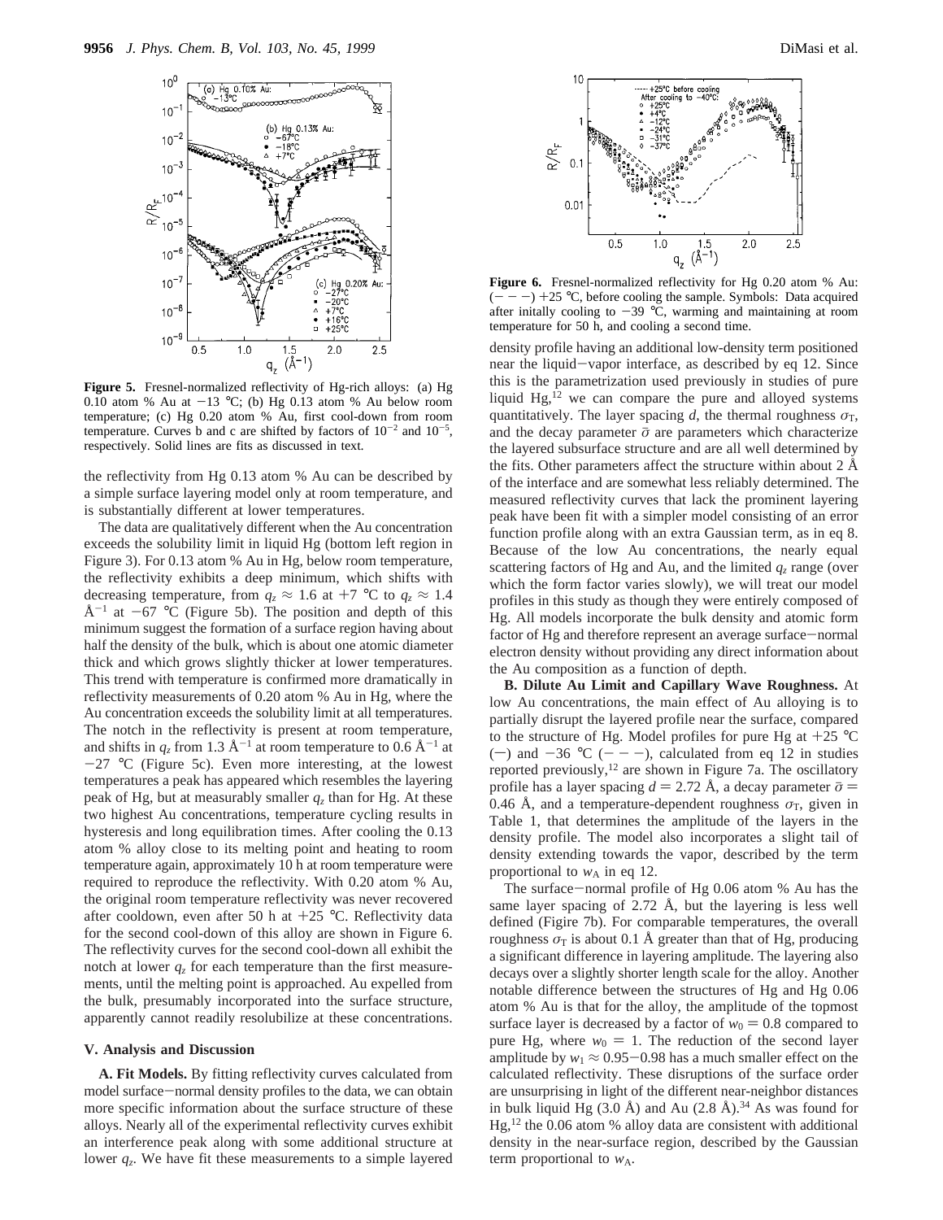**Figure 5.** Fresnel-normalized reflectivity of Hg-rich alloys: (a) Hg 0.10 atom % Au at −13 °C; (b) Hg 0.13 atom % Au below room temperature; (c) Hg 0.20 atom % Au, first cool-down from room temperature. Curves b and c are shifted by factors of $10^{-2}$ and $10^{-5}$, respectively. Solid lines are fits as discussed in text.

the reflectivity from Hg 0.13 atom % Au can be described by a simple surface layering model only at room temperature, and is substantially different at lower temperatures.

The data are qualitatively different when the Au concentration exceeds the solubility limit in liquid Hg (bottom left region in Figure 3). For 0.13 atom % Au in Hg, below room temperature, the reflectivity exhibits a deep minimum, which shifts with decreasing temperature, from $q_z \approx 1.6$ at +7 °C to $q_z \approx 1.4$ Å$^{-1}$ at −67 °C (Figure 5b). The position and depth of this minimum suggest the formation of a surface region having about half the density of the bulk, which is about one atomic diameter thick and which grows slightly thicker at lower temperatures. This trend with temperature is confirmed more dramatically in reflectivity measurements of 0.20 atom % Au in Hg, where the Au concentration exceeds the solubility limit at all temperatures. The notch in the reflectivity is present at room temperature, and shifts in $q_z$ from 1.3 Å$^{-1}$ at room temperature to 0.6 Å$^{-1}$ at −27 °C (Figure 5c). Even more interesting, at the lowest temperatures a peak has appeared which resembles the layering peak of Hg, but at measurably smaller $q_z$ than for Hg. At these two highest Au concentrations, temperature cycling results in hysteresis and long equilibration times. After cooling the 0.13 atom % alloy close to its melting point and heating to room temperature again, approximately 10 h at room temperature were required to reproduce the reflectivity. With 0.20 atom % Au, the original room temperature reflectivity was never recovered after cooldown, even after 50 h at +25 °C. Reflectivity data for the second cool-down of this alloy are shown in Figure 6. The reflectivity curves for the second cool-down all exhibit the notch at lower $q_z$ for each temperature than the first measurements, until the melting point is approached. Au expelled from the bulk, presumably incorporated into the surface structure, apparently cannot readily resolubilize at these concentrations.

## V. Analysis and Discussion

**A. Fit Models.** By fitting reflectivity curves calculated from model surface−normal density profiles to the data, we can obtain more specific information about the surface structure of these alloys. Nearly all of the experimental reflectivity curves exhibit an interference peak along with some additional structure at lower $q_z$. We have fit these measurements to a simple layered

**Figure 6.** Fresnel-normalized reflectivity for Hg 0.20 atom % Au: (− − −) +25 °C, before cooling the sample. Symbols: Data acquired after initally cooling to −39 °C, warming and maintaining at room temperature for 50 h, and cooling a second time.

density profile having an additional low-density term positioned near the liquid−vapor interface, as described by eq 12. Since this is the parametrization used previously in studies of pure liquid Hg,[12] we can compare the pure and alloyed systems quantitatively. The layer spacing $d$, the thermal roughness $\sigma_T$, and the decay parameter $\bar{\sigma}$ are parameters which characterize the layered subsurface structure and are all well determined by the fits. Other parameters affect the structure within about 2 Å of the interface and are somewhat less reliably determined. The measured reflectivity curves that lack the prominent layering peak have been fit with a simpler model consisting of an error function profile along with an extra Gaussian term, as in eq 8. Because of the low Au concentrations, the nearly equal scattering factors of Hg and Au, and the limited $q_z$ range (over which the form factor varies slowly), we will treat our model profiles in this study as though they were entirely composed of Hg. All models incorporate the bulk density and atomic form factor of Hg and therefore represent an average surface−normal electron density without providing any direct information about the Au composition as a function of depth.

**B. Dilute Au Limit and Capillary Wave Roughness.** At low Au concentrations, the main effect of Au alloying is to partially disrupt the layered profile near the surface, compared to the structure of Hg. Model profiles for pure Hg at +25 °C (−) and −36 °C (− − −), calculated from eq 12 in studies reported previously,[12] are shown in Figure 7a. The oscillatory profile has a layer spacing $d = 2.72$ Å, a decay parameter $\bar{\sigma} = 0.46$ Å, and a temperature-dependent roughness $\sigma_T$, given in Table 1, that determines the amplitude of the layers in the density profile. The model also incorporates a slight tail of density extending towards the vapor, described by the term proportional to $w_A$ in eq 12.

The surface−normal profile of Hg 0.06 atom % Au has the same layer spacing of 2.72 Å, but the layering is less well defined (Figire 7b). For comparable temperatures, the overall roughness $\sigma_T$ is about 0.1 Å greater than that of Hg, producing a significant difference in layering amplitude. The layering also decays over a slightly shorter length scale for the alloy. Another notable difference between the structures of Hg and Hg 0.06 atom % Au is that for the alloy, the amplitude of the topmost surface layer is decreased by a factor of $w_0 = 0.8$ compared to pure Hg, where $w_0 = 1$. The reduction of the second layer amplitude by $w_1 \approx 0.95-0.98$ has a much smaller effect on the calculated reflectivity. These disruptions of the surface order are unsurprising in light of the different near-neighbor distances in bulk liquid Hg (3.0 Å) and Au (2.8 Å).[34] As was found for Hg,[12] the 0.06 atom % alloy data are consistent with additional density in the near-surface region, described by the Gaussian term proportional to $w_A$.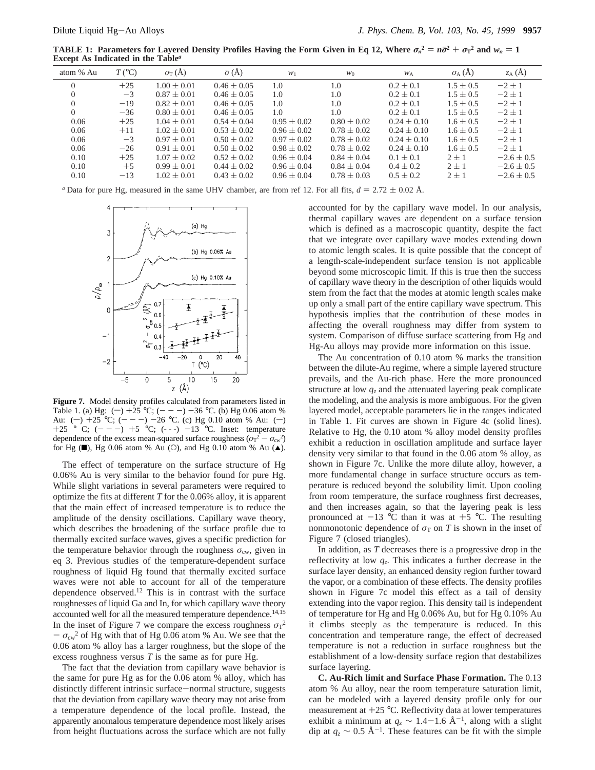**TABLE 1: Parameters for Layered Density Profiles Having the Form Given in Eq 12, Where $\sigma_n^2 = n\bar{\sigma}^2 + \sigma_T^2$ and $w_n = 1$ Except As Indicated in the Table[a]**

| atom % Au | $T$ (°C) | $\sigma_T$ (Å) | $\bar{\sigma}$ (Å) | $w_1$ | $w_0$ | $w_A$ | $\sigma_A$ (Å) | $z_A$ (Å) |
|---|---|---|---|---|---|---|---|---|
| 0 | +25 | 1.00 ± 0.01 | 0.46 ± 0.05 | 1.0 | 1.0 | 0.2 ± 0.1 | 1.5 ± 0.5 | −2 ± 1 |
| 0 | −3 | 0.87 ± 0.01 | 0.46 ± 0.05 | 1.0 | 1.0 | 0.2 ± 0.1 | 1.5 ± 0.5 | −2 ± 1 |
| 0 | −19 | 0.82 ± 0.01 | 0.46 ± 0.05 | 1.0 | 1.0 | 0.2 ± 0.1 | 1.5 ± 0.5 | −2 ± 1 |
| 0 | −36 | 0.80 ± 0.01 | 0.46 ± 0.05 | 1.0 | 1.0 | 0.2 ± 0.1 | 1.5 ± 0.5 | −2 ± 1 |
| 0.06 | +25 | 1.04 ± 0.01 | 0.54 ± 0.04 | 0.95 ± 0.02 | 0.80 ± 0.02 | 0.24 ± 0.10 | 1.6 ± 0.5 | −2 ± 1 |
| 0.06 | +11 | 1.02 ± 0.01 | 0.53 ± 0.02 | 0.96 ± 0.02 | 0.78 ± 0.02 | 0.24 ± 0.10 | 1.6 ± 0.5 | −2 ± 1 |
| 0.06 | −3 | 0.97 ± 0.01 | 0.50 ± 0.02 | 0.97 ± 0.02 | 0.78 ± 0.02 | 0.24 ± 0.10 | 1.6 ± 0.5 | −2 ± 1 |
| 0.06 | −26 | 0.91 ± 0.01 | 0.50 ± 0.02 | 0.98 ± 0.02 | 0.78 ± 0.02 | 0.24 ± 0.10 | 1.6 ± 0.5 | −2 ± 1 |
| 0.10 | +25 | 1.07 ± 0.02 | 0.52 ± 0.02 | 0.96 ± 0.04 | 0.84 ± 0.04 | 0.1 ± 0.1 | 2 ± 1 | −2.6 ± 0.5 |
| 0.10 | +5 | 0.99 ± 0.01 | 0.44 ± 0.02 | 0.96 ± 0.04 | 0.84 ± 0.04 | 0.4 ± 0.2 | 2 ± 1 | −2.6 ± 0.5 |
| 0.10 | −13 | 1.02 ± 0.01 | 0.43 ± 0.02 | 0.96 ± 0.04 | 0.78 ± 0.03 | 0.5 ± 0.2 | 2 ± 1 | −2.6 ± 0.5 |

[a] Data for pure Hg, measured in the same UHV chamber, are from ref 12. For all fits, $d = 2.72 \pm 0.02$ Å.

(a) Hg
(b) Hg 0.06% Au
(c) Hg 0.10% Au
$\rho/\rho_\infty$
$z$ (Å)
$\sigma_T^2 - \sigma_{cw}^2$ (Å$^2$)
T (°C)

**Figure 7.** Model density profiles calculated from parameters listed in Table 1. (a) Hg: (—) +25 °C; (− − −) −36 °C. (b) Hg 0.06 atom % Au: (—) +25 °C; (− − −) −26 °C. (c) Hg 0.10 atom % Au: (—) +25 °C; (− − −) +5 °C; (- - -) −13 °C. Inset: temperature dependence of the excess mean-squared surface roughness ($\sigma_T^2 - \sigma_{cw}^2$) for Hg (■), Hg 0.06 atom % Au (○), and Hg 0.10 atom % Au (▲).

The effect of temperature on the surface structure of Hg 0.06% Au is very similar to the behavior found for pure Hg. While slight variations in several parameters were required to optimize the fits at different $T$ for the 0.06% alloy, it is apparent that the main effect of increased temperature is to reduce the amplitude of the density oscillations. Capillary wave theory, which describes the broadening of the surface profile due to thermally excited surface waves, gives a specific prediction for the temperature behavior through the roughness $\sigma_{cw}$, given in eq 3. Previous studies of the temperature-dependent surface roughness of liquid Hg found that thermally excited surface waves were not able to account for all of the temperature dependence observed.[12] This is in contrast with the surface roughnesses of liquid Ga and In, for which capillary wave theory accounted well for all the measured temperature dependence.[14,15] In the inset of Figure 7 we compare the excess roughness $\sigma_T^2 - \sigma_{cw}^2$ of Hg with that of Hg 0.06 atom % Au. We see that the 0.06 atom % alloy has a larger roughness, but the slope of the excess roughness versus $T$ is the same as for pure Hg.

The fact that the deviation from capillary wave behavior is the same for pure Hg as for the 0.06 atom % alloy, which has distinctly different intrinsic surface−normal structure, suggests that the deviation from capillary wave theory may not arise from a temperature dependence of the local profile. Instead, the apparently anomalous temperature dependence most likely arises from height fluctuations across the surface which are not fully accounted for by the capillary wave model. In our analysis, thermal capillary waves are dependent on a surface tension which is defined as a macroscopic quantity, despite the fact that we integrate over capillary wave modes extending down to atomic length scales. It is quite possible that the concept of a length-scale-independent surface tension is not applicable beyond some microscopic limit. If this is true then the success of capillary wave theory in the description of other liquids would stem from the fact that the modes at atomic length scales make up only a small part of the entire capillary wave spectrum. This hypothesis implies that the contribution of these modes in affecting the overall roughness may differ from system to system. Comparison of diffuse surface scattering from Hg and Hg-Au alloys may provide more information on this issue.

The Au concentration of 0.10 atom % marks the transition between the dilute-Au regime, where a simple layered structure prevails, and the Au-rich phase. Here the more pronounced structure at low $q_z$ and the attenuated layering peak complicate the modeling, and the analysis is more ambiguous. For the given layered model, acceptable parameters lie in the ranges indicated in Table 1. Fit curves are shown in Figure 4c (solid lines). Relative to Hg, the 0.10 atom % alloy model density profiles exhibit a reduction in oscillation amplitude and surface layer density very similar to that found in the 0.06 atom % alloy, as shown in Figure 7c. Unlike the more dilute alloy, however, a more fundamental change in surface structure occurs as temperature is reduced beyond the solubility limit. Upon cooling from room temperature, the surface roughness first decreases, and then increases again, so that the layering peak is less pronounced at −13 °C than it was at +5 °C. The resulting nonmonotonic dependence of $\sigma_T$ on $T$ is shown in the inset of Figure 7 (closed triangles).

In addition, as $T$ decreases there is a progressive drop in the reflectivity at low $q_z$. This indicates a further decrease in the surface layer density, an enhanced density region further toward the vapor, or a combination of these effects. The density profiles shown in Figure 7c model this effect as a tail of density extending into the vapor region. This density tail is independent of temperature for Hg and Hg 0.06% Au, but for Hg 0.10% Au it climbs steeply as the temperature is reduced. In this concentration and temperature range, the effect of decreased temperature is not a reduction in surface roughness but the establishment of a low-density surface region that destabilizes surface layering.

**C. Au-Rich limit and Surface Phase Formation.** The 0.13 atom % Au alloy, near the room temperature saturation limit, can be modeled with a layered density profile only for our measurement at +25 °C. Reflectivity data at lower temperatures exhibit a minimum at $q_z \sim 1.4$−$1.6$ Å$^{-1}$, along with a slight dip at $q_z \sim 0.5$ Å$^{-1}$. These features can be fit with the simple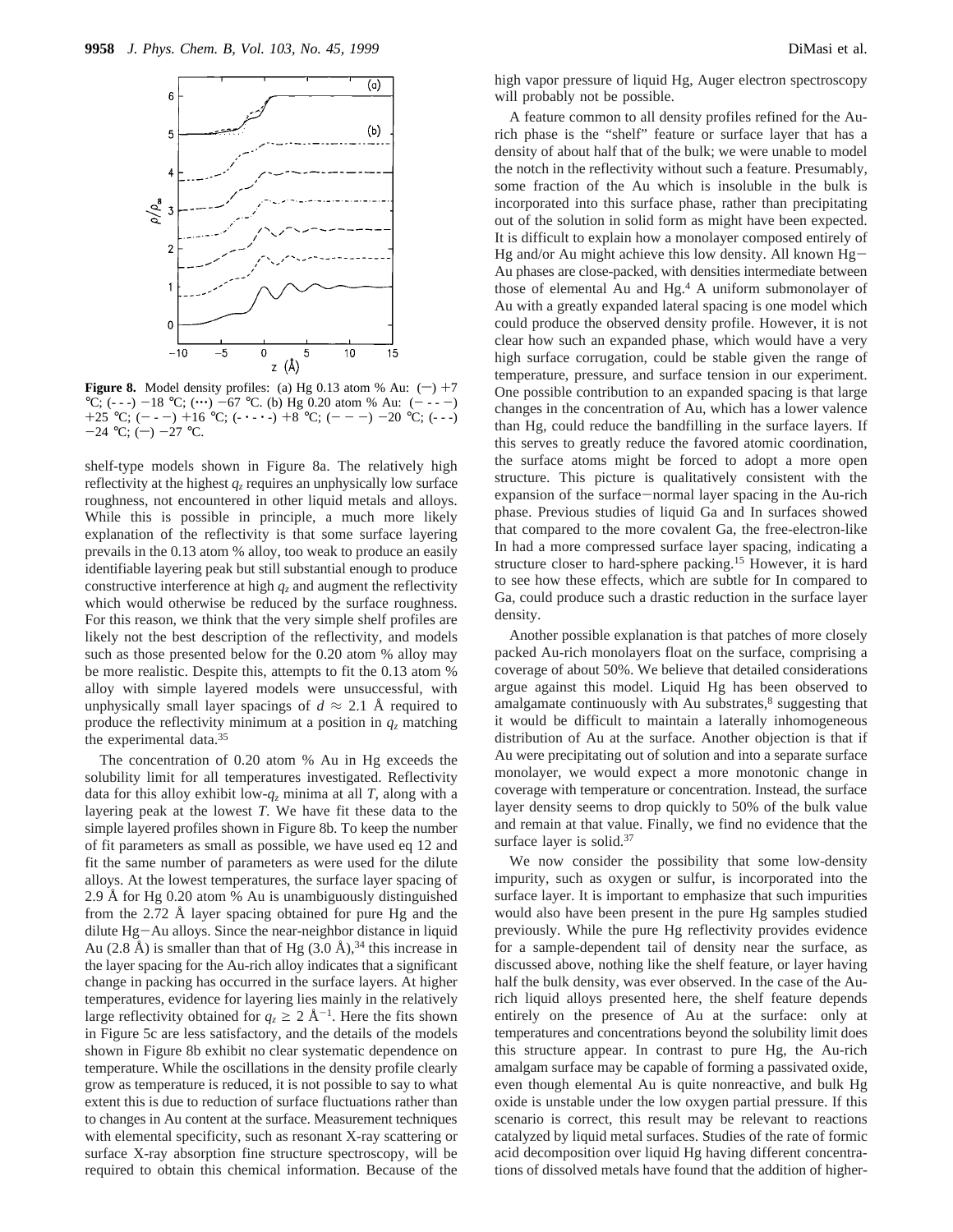**Figure 8.** Model density profiles: (a) Hg 0.13 atom % Au: (—) +7 °C; (- - -) −18 °C; (···) −67 °C. (b) Hg 0.20 atom % Au: (− - - −) +25 °C; (− − −) +16 °C; (- · - · -) +8 °C; (− − −) −20 °C; (- - -) −24 °C; (—) −27 °C.

shelf-type models shown in Figure 8a. The relatively high reflectivity at the highest $q_z$ requires an unphysically low surface roughness, not encountered in other liquid metals and alloys. While this is possible in principle, a much more likely explanation of the reflectivity is that some surface layering prevails in the 0.13 atom % alloy, too weak to produce an easily identifiable layering peak but still substantial enough to produce constructive interference at high $q_z$ and augment the reflectivity which would otherwise be reduced by the surface roughness. For this reason, we think that the very simple shelf profiles are likely not the best description of the reflectivity, and models such as those presented below for the 0.20 atom % alloy may be more realistic. Despite this, attempts to fit the 0.13 atom % alloy with simple layered models were unsuccessful, with unphysically small layer spacings of $d \approx 2.1$ Å required to produce the reflectivity minimum at a position in $q_z$ matching the experimental data.[35]

The concentration of 0.20 atom % Au in Hg exceeds the solubility limit for all temperatures investigated. Reflectivity data for this alloy exhibit low-$q_z$ minima at all $T$, along with a layering peak at the lowest $T$. We have fit these data to the simple layered profiles shown in Figure 8b. To keep the number of fit parameters as small as possible, we have used eq 12 and fit the same number of parameters as were used for the dilute alloys. At the lowest temperatures, the surface layer spacing of 2.9 Å for Hg 0.20 atom % Au is unambiguously distinguished from the 2.72 Å layer spacing obtained for pure Hg and the dilute Hg−Au alloys. Since the near-neighbor distance in liquid Au (2.8 Å) is smaller than that of Hg (3.0 Å),[34] this increase in the layer spacing for the Au-rich phase indicates that a significant change in packing has occurred in the surface layers. At higher temperatures, evidence for layering lies mainly in the relatively large reflectivity obtained for $q_z \geq 2$ Å$^{-1}$. Here the fits shown in Figure 5c are less satisfactory, and the details of the models shown in Figure 8b exhibit no clear systematic dependence on temperature. While the oscillations in the density profile clearly grow as temperature is reduced, it is not possible to say to what extent this is due to reduction of surface fluctuations rather than to changes in Au content at the surface. Measurement techniques with elemental specificity, such as resonant X-ray scattering or surface X-ray absorption fine structure spectroscopy, will be required to obtain this chemical information. Because of the high vapor pressure of liquid Hg, Auger electron spectroscopy will probably not be possible.

A feature common to all density profiles refined for the Au-rich phase is the "shelf" feature or surface layer that has a density of about half that of the bulk; we were unable to model the notch in the reflectivity without such a feature. Presumably, some fraction of the Au which is insoluble in the bulk is incorporated into this surface phase, rather than precipitating out of the solution in solid form as might have been expected. It is difficult to explain how a monolayer composed entirely of Hg and/or Au might achieve this low density. All known Hg−Au phases are close-packed, with densities intermediate between those of elemental Au and Hg.[4] A uniform submonolayer of Au with a greatly expanded lateral spacing is one model which could produce the observed density profile. However, it is not clear how such an expanded phase, which would have a very high surface corrugation, could be stable given the range of temperature, pressure, and surface tension in our experiment. One possible contribution to an expanded spacing is that large changes in the concentration of Au, which has a lower valence than Hg, could reduce the bandfilling in the surface layers. If this serves to greatly reduce the favored atomic coordination, the surface atoms might be forced to adopt a more open structure. This picture is qualitatively consistent with the expansion of the surface−normal layer spacing in the Au-rich phase. Previous studies of liquid Ga and In surfaces showed that compared to the more covalent Ga, the free-electron-like In had a more compressed surface layer spacing, indicating a structure closer to hard-sphere packing.[15] However, it is hard to see how these effects, which are subtle for In compared to Ga, could produce such a drastic reduction in the surface layer density.

Another possible explanation is that patches of more closely packed Au-rich monolayers float on the surface, comprising a coverage of about 50%. We believe that detailed considerations argue against this model. Liquid Hg has been observed to amalgamate continuously with Au substrates,[8] suggesting that it would be difficult to maintain a laterally inhomogeneous distribution of Au at the surface. Another objection is that if Au were precipitating out of solution and into a separate surface monolayer, we would expect a more monotonic change in coverage with temperature or concentration. Instead, the surface layer density seems to drop quickly to 50% of the bulk value and remain at that value. Finally, we find no evidence that the surface layer is solid.[37]

We now consider the possibility that some low-density impurity, such as oxygen or sulfur, is incorporated into the surface layer. It is important to emphasize that such impurities would also have been present in the pure Hg samples studied previously. While the pure Hg reflectivity provides evidence for a sample-dependent tail of density near the surface, as discussed above, nothing like the shelf feature, or layer having half the bulk density, was ever observed. In the case of the Au-rich liquid alloys presented here, the shelf feature depends entirely on the presence of Au at the surface: only at temperatures and concentrations beyond the solubility limit does this structure appear. In contrast to pure Hg, the Au-rich amalgam surface may be capable of forming a passivated oxide, even though elemental Au is quite nonreactive, and bulk Hg oxide is unstable under the low oxygen partial pressure. If this scenario is correct, this result may be relevant to reactions catalyzed by liquid metal surfaces. Studies of the rate of formic acid decomposition over liquid Hg having different concentrations of dissolved metals have found that the addition of higher-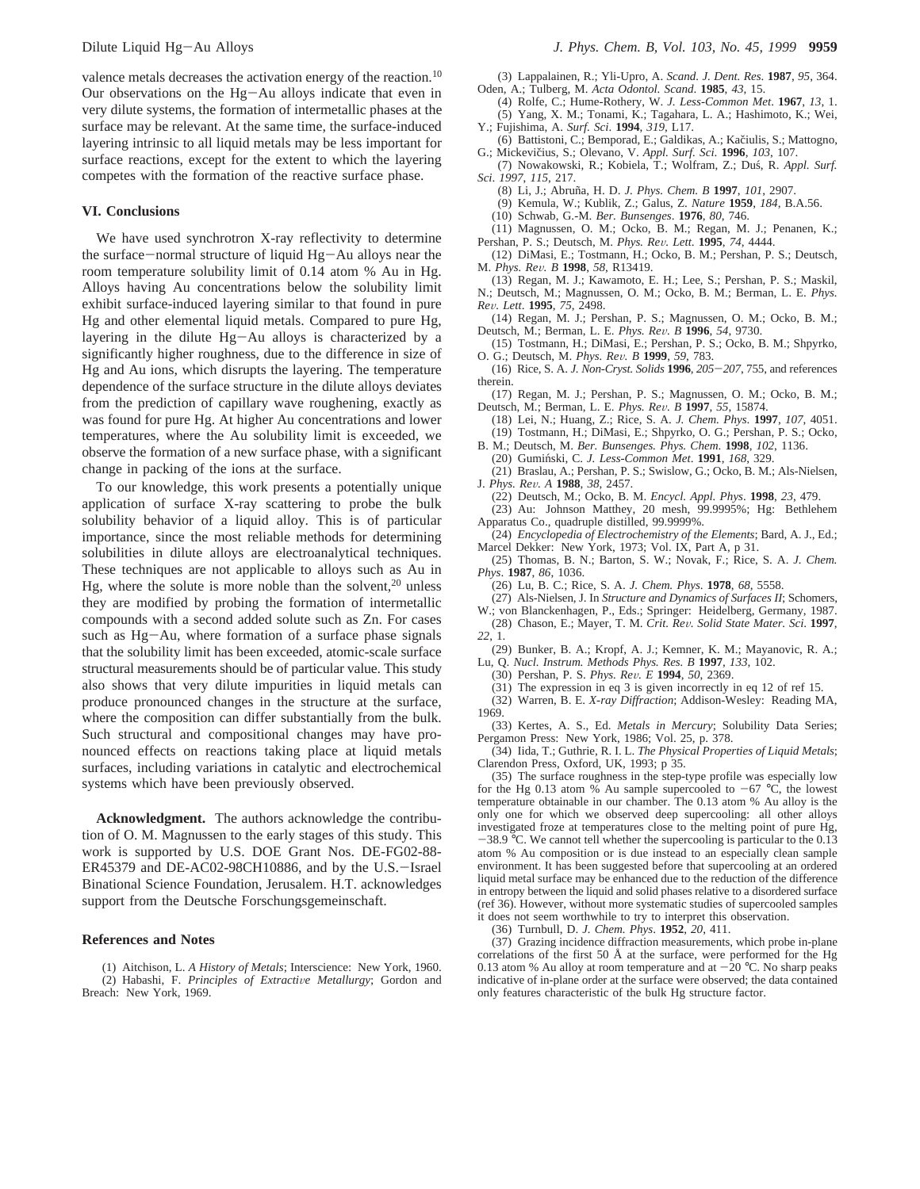valence metals decreases the activation energy of the reaction.[10] Our observations on the Hg−Au alloys indicate that even in very dilute systems, the formation of intermetallic phases at the surface may be relevant. At the same time, the surface-induced layering intrinsic to all liquid metals may be less important for surface reactions, except for the extent to which the layering competes with the formation of the reactive surface phase.

## VI. Conclusions

We have used synchrotron X-ray reflectivity to determine the surface−normal structure of liquid Hg−Au alloys near the room temperature solubility limit of 0.14 atom % Au in Hg. Alloys having Au concentrations below the solubility limit exhibit surface-induced layering similar to that found in pure Hg and other elemental liquid metals. Compared to pure Hg, layering in the dilute Hg−Au alloys is characterized by a significantly higher roughness, due to the difference in size of Hg and Au ions, which disrupts the layering. The temperature dependence of the surface structure in the dilute alloys deviates from the prediction of capillary wave roughening, exactly as was found for pure Hg. At higher Au concentrations and lower temperatures, where the Au solubility limit is exceeded, we observe the formation of a new surface phase, with a significant change in packing of the ions at the surface.

To our knowledge, this work presents a potentially unique application of surface X-ray scattering to probe the bulk solubility behavior of a liquid alloy. This is of particular importance, since the most reliable methods for determining solubilities in dilute alloys are electroanalytical techniques. These techniques are not applicable to alloys such as Au in Hg, where the solute is more noble than the solvent,[20] unless they are modified by probing the formation of intermetallic compounds with a second added solute such as Zn. For cases such as Hg−Au, where formation of a surface phase signals that the solubility limit has been exceeded, atomic-scale surface structural measurements should be of particular value. This study also shows that very dilute impurities in liquid metals can produce pronounced changes in the structure at the surface, where the composition can differ substantially from the bulk. Such structural and compositional changes may have pronounced effects on reactions taking place at liquid metals surfaces, including variations in catalytic and electrochemical systems which have been previously observed.

**Acknowledgment.** The authors acknowledge the contribution of O. M. Magnussen to the early stages of this study. This work is supported by U.S. DOE Grant Nos. DE-FG02-88-ER45379 and DE-AC02-98CH10886, and by the U.S.−Israel Binational Science Foundation, Jerusalem. H.T. acknowledges support from the Deutsche Forschungsgemeinschaft.

## References and Notes

(1) Aitchison, L. *A History of Metals*; Interscience: New York, 1960.

(2) Habashi, F. *Principles of Extractive Metallurgy*; Gordon and Breach: New York, 1969.

(3) Lappalainen, R.; Yli-Upro, A. *Scand. J. Dent. Res.* **1987**, *95*, 364. Oden, A.; Tulberg, M. *Acta Odontol. Scand.* **1985**, *43*, 15.

(4) Rolfe, C.; Hume-Rothery, W. *J. Less-Common Met.* **1967**, *13*, 1.

(5) Yang, X. M.; Tonami, K.; Tagahara, L. A.; Hashimoto, K.; Wei, Y.; Fujishima, A. *Surf. Sci.* **1994**, *319*, L17.

(6) Battistoni, C.; Bemporad, E.; Galdikas, A.; Kačiulis, S.; Mattogno, G.; Mickevičius, S.; Olevano, V. *Appl. Surf. Sci.* **1996**, *103*, 107.

(7) Nowakowski, R.; Kobiela, T.; Wolfram, Z.; Duś, R. *Appl. Surf. Sci. 1997*, *115*, 217.

(8) Li, J.; Abruña, H. D. *J. Phys. Chem. B* **1997**, *101*, 2907.

(9) Kemula, W.; Kublik, Z.; Galus, Z. *Nature* **1959**, *184*, B.A.56.

(10) Schwab, G.-M. *Ber. Bunsenges.* **1976**, *80*, 746.

(11) Magnussen, O. M.; Ocko, B. M.; Regan, M. J.; Penanen, K.; Pershan, P. S.; Deutsch, M. *Phys. Rev. Lett.* **1995**, *74*, 4444.

(12) DiMasi, E.; Tostmann, H.; Ocko, B. M.; Pershan, P. S.; Deutsch, M. *Phys. Rev. B* **1998**, *58*, R13419.

(13) Regan, M. J.; Kawamoto, E. H.; Lee, S.; Pershan, P. S.; Maskil, N.; Deutsch, M.; Magnussen, O. M.; Ocko, B. M.; Berman, L. E. *Phys. Rev. Lett.* **1995**, *75*, 2498.

(14) Regan, M. J.; Pershan, P. S.; Magnussen, O. M.; Ocko, B. M.; Deutsch, M.; Berman, L. E. *Phys. Rev. B* **1996**, *54*, 9730.

(15) Tostmann, H.; DiMasi, E.; Pershan, P. S.; Ocko, B. M.; Shpyrko, O. G.; Deutsch, M. *Phys. Rev. B* **1999**, *59*, 783.

(16) Rice, S. A. *J. Non-Cryst. Solids* **1996**, *205*−*207*, 755, and references therein.

(17) Regan, M. J.; Pershan, P. S.; Magnussen, O. M.; Ocko, B. M.; Deutsch, M.; Berman, L. E. *Phys. Rev. B* **1997**, *55*, 15874.

(18) Lei, N.; Huang, Z.; Rice, S. A. *J. Chem. Phys.* **1997**, *107*, 4051.

(19) Tostmann, H.; DiMasi, E.; Shpyrko, O. G.; Pershan, P. S.; Ocko, B. M.; Deutsch, M. *Ber. Bunsenges. Phys. Chem.* **1998**, *102*, 1136.

(20) Gumiński, C. *J. Less-Common Met.* **1991**, *168*, 329.

(21) Braslau, A.; Pershan, P. S.; Swislow, G.; Ocko, B. M.; Als-Nielsen, J. *Phys. Rev. A* **1988**, *38*, 2457.

(22) Deutsch, M.; Ocko, B. M. *Encycl. Appl. Phys.* **1998**, *23*, 479.

(23) Au: Johnson Matthey, 20 mesh, 99.9995%; Hg: Bethlehem Apparatus Co., quadruple distilled, 99.9999%.

(24) *Encyclopedia of Electrochemistry of the Elements*; Bard, A. J., Ed.; Marcel Dekker: New York, 1973; Vol. IX, Part A, p 31.

(25) Thomas, B. N.; Barton, S. W.; Novak, F.; Rice, S. A. *J. Chem. Phys.* **1987**, *86*, 1036.

(26) Lu, B. C.; Rice, S. A. *J. Chem. Phys.* **1978**, *68*, 5558.

(27) Als-Nielsen, J. In *Structure and Dynamics of Surfaces II*; Schomers, W.; von Blanckenhagen, P., Eds.; Springer: Heidelberg, Germany, 1987.

(28) Chason, E.; Mayer, T. M. *Crit. Rev. Solid State Mater. Sci.* **1997**, *22*, 1.

(29) Bunker, B. A.; Kropf, A. J.; Kemner, K. M.; Mayanovic, R. A.; Lu, Q. *Nucl. Instrum. Methods Phys. Res. B* **1997**, *133*, 102.

(30) Pershan, P. S. *Phys. Rev. E* **1994**, *50*, 2369.

(31) The expression in eq 3 is given incorrectly in eq 12 of ref 15.

(32) Warren, B. E. *X-ray Diffraction*; Addison-Wesley: Reading MA, 1969.

(33) Kertes, A. S., Ed. *Metals in Mercury*; Solubility Data Series; Pergamon Press: New York, 1986; Vol. 25, p. 378.

(34) Iida, T.; Guthrie, R. I. L. *The Physical Properties of Liquid Metals*; Clarendon Press, Oxford, UK, 1993; p 35.

(35) The surface roughness in the step-type profile was especially low for the Hg 0.13 atom % Au sample supercooled to −67 °C, the lowest temperature obtainable in our chamber. The 0.13 atom % Au alloy is the only one for which we observed deep supercooling: all other alloys investigated froze at temperatures close to the melting point of pure Hg, −38.9 °C. We cannot tell whether the supercooling is particular to the 0.13 atom % Au composition or is due instead to an especially clean sample environment. It has been suggested before that supercooling at an ordered liquid metal surface may be enhanced due to the reduction of the difference in entropy between the liquid and solid phases relative to a disordered surface (ref 36). However, without more systematic studies of supercooled samples it does not seem worthwhile to try to interpret this observation.

(36) Turnbull, D. *J. Chem. Phys.* **1952**, *20*, 411.

(37) Grazing incidence diffraction measurements, which probe in-plane correlations of the first 50 Å at the surface, were performed for the Hg 0.13 atom % Au alloy at room temperature and at −20 °C. No sharp peaks indicative of in-plane order at the surface were observed; the data contained only features characteristic of the bulk Hg structure factor.